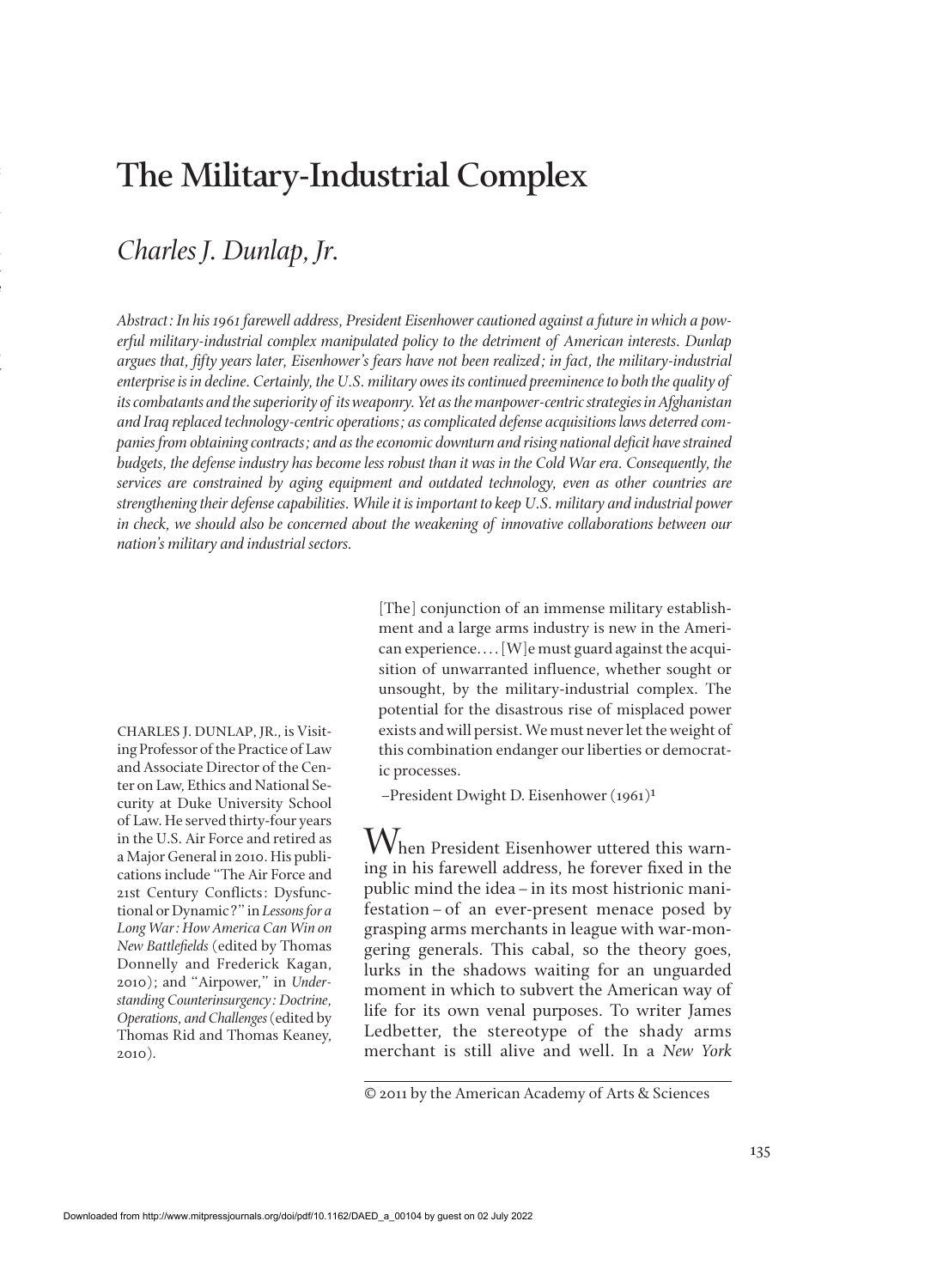# The Military-Industrial Complex

## *Charles J. Dunlap, Jr.*

*Abstract: In his 1961 farewell address, President Eisenhower cautioned against a future in which a powerful military-industrial complex manipulated policy to the detriment of American interests. Dunlap argues that, fifty years later, Eisenhower's fears have not been realized; in fact, the military-industrial enterprise is in decline. Certainly, the U.S. military owes its continued preeminence to both the quality of its combatants and the superiority of its weaponry. Yet as the manpower-centric strategies in Afghanistan and Iraq replaced technology-centric operations; as complicated defense acquisitions laws deterred companies from obtaining contracts; and as the economic downturn and rising national deficit have strained budgets, the defense industry has become less robust than it was in the Cold War era. Consequently, the services are constrained by aging equipment and outdated technology, even as other countries are strengthening their defense capabilities. While it is important to keep U.S. military and industrial power in check, we should also be concerned about the weakening of innovative collaborations between our nation's military and industrial sectors.*

CHARLES J. DUNLAP, JR., is Visiting Professor of the Practice of Law and Associate Director of the Center on Law, Ethics and National Security at Duke University School of Law. He served thirty-four years in the U.S. Air Force and retired as a Major General in 2010. His publications include "The Air Force and 21st Century Conflicts: Dysfunctional or Dynamic?" in *Lessons for a Long War: How America Can Win on New Battlefields* (edited by Thomas Donnelly and Frederick Kagan, 2010); and "Airpower," in *Understanding Counterinsurgency: Doctrine, Operations, and Challenges* (edited by Thomas Rid and Thomas Keaney, 2010).

> [The] conjunction of an immense military establishment and a large arms industry is new in the American experience. . . . [W]e must guard against the acquisition of unwarranted influence, whether sought or unsought, by the military-industrial complex. The potential for the disastrous rise of misplaced power exists and will persist. We must never let the weight of this combination endanger our liberties or democratic processes.
>
> –President Dwight D. Eisenhower (1961)[1]

When President Eisenhower uttered this warning in his farewell address, he forever fixed in the public mind the idea – in its most histrionic manifestation – of an ever-present menace posed by grasping arms merchants in league with war-mongering generals. This cabal, so the theory goes, lurks in the shadows waiting for an unguarded moment in which to subvert the American way of life for its own venal purposes. To writer James Ledbetter, the stereotype of the shady arms merchant is still alive and well. In a *New York*

© 2011 by the American Academy of Arts & Sciences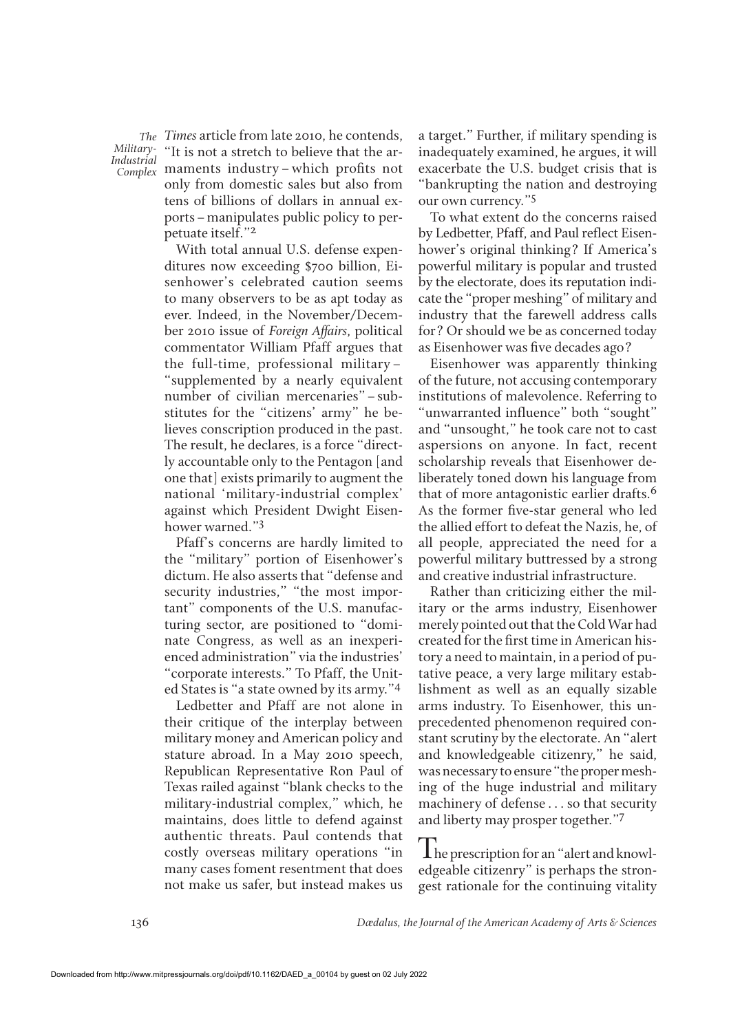*Times* article from late 2010, he contends, "It is not a stretch to believe that the armaments industry – which profits not only from domestic sales but also from tens of billions of dollars in annual exports – manipulates public policy to perpetuate itself."[2]

With total annual U.S. defense expenditures now exceeding $700 billion, Eisenhower's celebrated caution seems to many observers to be as apt today as ever. Indeed, in the November/December 2010 issue of *Foreign Affairs*, political commentator William Pfaff argues that the full-time, professional military – "supplemented by a nearly equivalent number of civilian mercenaries" – substitutes for the "citizens' army" he believes conscription produced in the past. The result, he declares, is a force "directly accountable only to the Pentagon [and one that] exists primarily to augment the national 'military-industrial complex' against which President Dwight Eisenhower warned."[3]

Pfaff's concerns are hardly limited to the "military" portion of Eisenhower's dictum. He also asserts that "defense and security industries," "the most important" components of the U.S. manufacturing sector, are positioned to "dominate Congress, as well as an inexperienced administration" via the industries' "corporate interests." To Pfaff, the United States is "a state owned by its army."[4]

Ledbetter and Pfaff are not alone in their critique of the interplay between military money and American policy and stature abroad. In a May 2010 speech, Republican Representative Ron Paul of Texas railed against "blank checks to the military-industrial complex," which, he maintains, does little to defend against authentic threats. Paul contends that costly overseas military operations "in many cases foment resentment that does not make us safer, but instead makes us a target." Further, if military spending is inadequately examined, he argues, it will exacerbate the U.S. budget crisis that is "bankrupting the nation and destroying our own currency."[5]

To what extent do the concerns raised by Ledbetter, Pfaff, and Paul reflect Eisenhower's original thinking? If America's powerful military is popular and trusted by the electorate, does its reputation indicate the "proper meshing" of military and industry that the farewell address calls for? Or should we be as concerned today as Eisenhower was five decades ago?

Eisenhower was apparently thinking of the future, not accusing contemporary institutions of malevolence. Referring to "unwarranted influence" both "sought" and "unsought," he took care not to cast aspersions on anyone. In fact, recent scholarship reveals that Eisenhower deliberately toned down his language from that of more antagonistic earlier drafts.[6] As the former five-star general who led the allied effort to defeat the Nazis, he, of all people, appreciated the need for a powerful military buttressed by a strong and creative industrial infrastructure.

Rather than criticizing either the military or the arms industry, Eisenhower merely pointed out that the Cold War had created for the first time in American history a need to maintain, in a period of putative peace, a very large military establishment as well as an equally sizable arms industry. To Eisenhower, this unprecedented phenomenon required constant scrutiny by the electorate. An "alert and knowledgeable citizenry," he said, was necessary to ensure "the proper meshing of the huge industrial and military machinery of defense . . . so that security and liberty may prosper together."[7]

The prescription for an "alert and knowledgeable citizenry" is perhaps the strongest rationale for the continuing vitality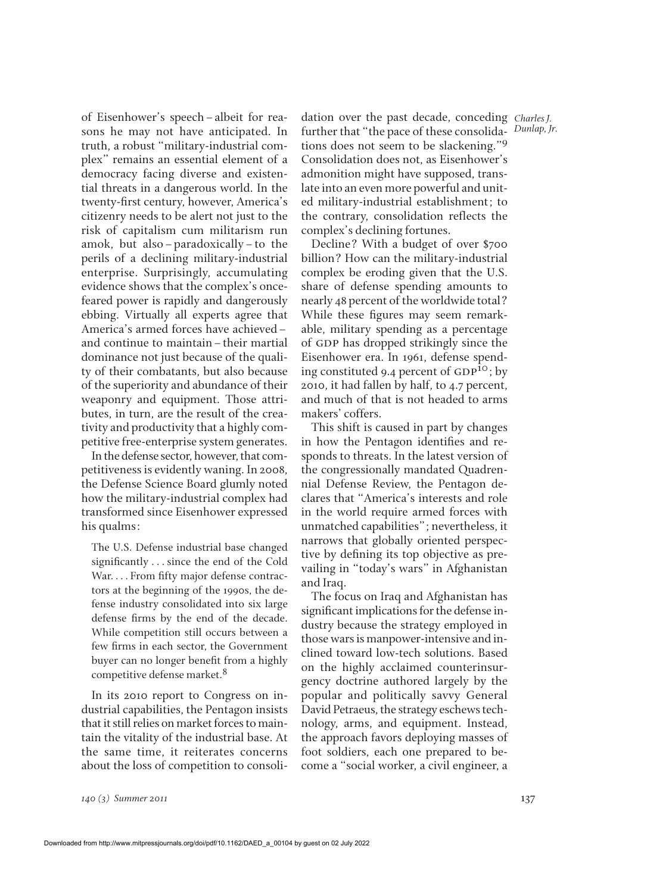of Eisenhower's speech – albeit for reasons he may not have anticipated. In truth, a robust "military-industrial complex" remains an essential element of a democracy facing diverse and existential threats in a dangerous world. In the twenty-first century, however, America's citizenry needs to be alert not just to the risk of capitalism cum militarism run amok, but also – paradoxically – to the perils of a declining military-industrial enterprise. Surprisingly, accumulating evidence shows that the complex's once-feared power is rapidly and dangerously ebbing. Virtually all experts agree that America's armed forces have achieved – and continue to maintain – their martial dominance not just because of the quality of their combatants, but also because of the superiority and abundance of their weaponry and equipment. Those attributes, in turn, are the result of the creativity and productivity that a highly competitive free-enterprise system generates.

In the defense sector, however, that competitiveness is evidently waning. In 2008, the Defense Science Board glumly noted how the military-industrial complex had transformed since Eisenhower expressed his qualms:

> The U.S. Defense industrial base changed significantly . . . since the end of the Cold War. . . . From fifty major defense contractors at the beginning of the 1990s, the defense industry consolidated into six large defense firms by the end of the decade. While competition still occurs between a few firms in each sector, the Government buyer can no longer benefit from a highly competitive defense market.[8]

In its 2010 report to Congress on industrial capabilities, the Pentagon insists that it still relies on market forces to maintain the vitality of the industrial base. At the same time, it reiterates concerns about the loss of competition to consolidation over the past decade, conceding further that "the pace of these consolidations does not seem to be slackening."[9] Consolidation does not, as Eisenhower's admonition might have supposed, translate into an even more powerful and united military-industrial establishment; to the contrary, consolidation reflects the complex's declining fortunes.

Decline? With a budget of over $700 billion? How can the military-industrial complex be eroding given that the U.S. share of defense spending amounts to nearly 48 percent of the worldwide total? While these figures may seem remarkable, military spending as a percentage of GDP has dropped strikingly since the Eisenhower era. In 1961, defense spending constituted 9.4 percent of GDP[10]; by 2010, it had fallen by half, to 4.7 percent, and much of that is not headed to arms makers' coffers.

This shift is caused in part by changes in how the Pentagon identifies and responds to threats. In the latest version of the congressionally mandated Quadrennial Defense Review, the Pentagon declares that "America's interests and role in the world require armed forces with unmatched capabilities"; nevertheless, it narrows that globally oriented perspective by defining its top objective as prevailing in "today's wars" in Afghanistan and Iraq.

The focus on Iraq and Afghanistan has significant implications for the defense industry because the strategy employed in those wars is manpower-intensive and inclined toward low-tech solutions. Based on the highly acclaimed counterinsurgency doctrine authored largely by the popular and politically savvy General David Petraeus, the strategy eschews technology, arms, and equipment. Instead, the approach favors deploying masses of foot soldiers, each one prepared to become a "social worker, a civil engineer, a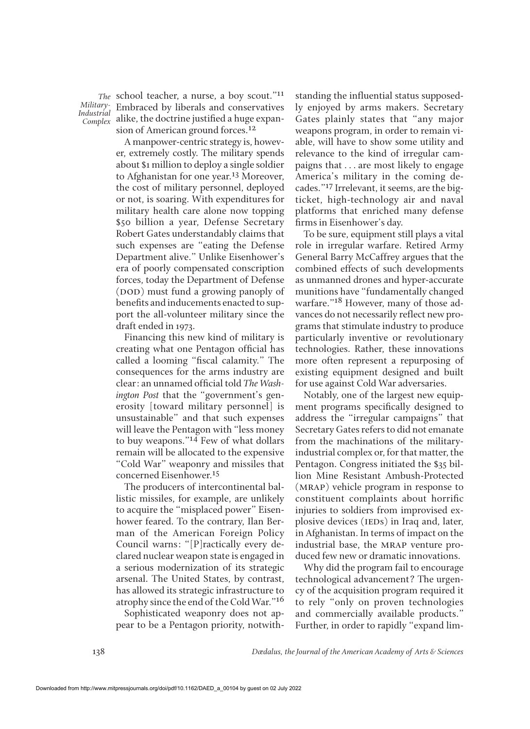school teacher, a nurse, a boy scout."[11] Embraced by liberals and conservatives alike, the doctrine justified a huge expansion of American ground forces.[12]

A manpower-centric strategy is, however, extremely costly. The military spends about $1 million to deploy a single soldier to Afghanistan for one year.[13] Moreover, the cost of military personnel, deployed or not, is soaring. With expenditures for military health care alone now topping $50 billion a year, Defense Secretary Robert Gates understandably claims that such expenses are "eating the Defense Department alive." Unlike Eisenhower's era of poorly compensated conscription forces, today the Department of Defense (DOD) must fund a growing panoply of benefits and inducements enacted to support the all-volunteer military since the draft ended in 1973.

Financing this new kind of military is creating what one Pentagon official has called a looming "fiscal calamity." The consequences for the arms industry are clear: an unnamed official told *The Washington Post* that the "government's generosity [toward military personnel] is unsustainable" and that such expenses will leave the Pentagon with "less money to buy weapons."[14] Few of what dollars remain will be allocated to the expensive "Cold War" weaponry and missiles that concerned Eisenhower.[15]

The producers of intercontinental ballistic missiles, for example, are unlikely to acquire the "misplaced power" Eisenhower feared. To the contrary, Ilan Berman of the American Foreign Policy Council warns: "[P]ractically every declared nuclear weapon state is engaged in a serious modernization of its strategic arsenal. The United States, by contrast, has allowed its strategic infrastructure to atrophy since the end of the Cold War."[16]

Sophisticated weaponry does not appear to be a Pentagon priority, notwithstanding the influential status supposedly enjoyed by arms makers. Secretary Gates plainly states that "any major weapons program, in order to remain viable, will have to show some utility and relevance to the kind of irregular campaigns that . . . are most likely to engage America's military in the coming decades."[17] Irrelevant, it seems, are the big-ticket, high-technology air and naval platforms that enriched many defense firms in Eisenhower's day.

To be sure, equipment still plays a vital role in irregular warfare. Retired Army General Barry McCaffrey argues that the combined effects of such developments as unmanned drones and hyper-accurate munitions have "fundamentally changed warfare."[18] However, many of those advances do not necessarily reflect new programs that stimulate industry to produce particularly inventive or revolutionary technologies. Rather, these innovations more often represent a repurposing of existing equipment designed and built for use against Cold War adversaries.

Notably, one of the largest new equipment programs specifically designed to address the "irregular campaigns" that Secretary Gates refers to did not emanate from the machinations of the military-industrial complex or, for that matter, the Pentagon. Congress initiated the $35 billion Mine Resistant Ambush-Protected (MRAP) vehicle program in response to constituent complaints about horrific injuries to soldiers from improvised explosive devices (IEDs) in Iraq and, later, in Afghanistan. In terms of impact on the industrial base, the MRAP venture produced few new or dramatic innovations.

Why did the program fail to encourage technological advancement? The urgency of the acquisition program required it to rely "only on proven technologies and commercially available products." Further, in order to rapidly "expand lim-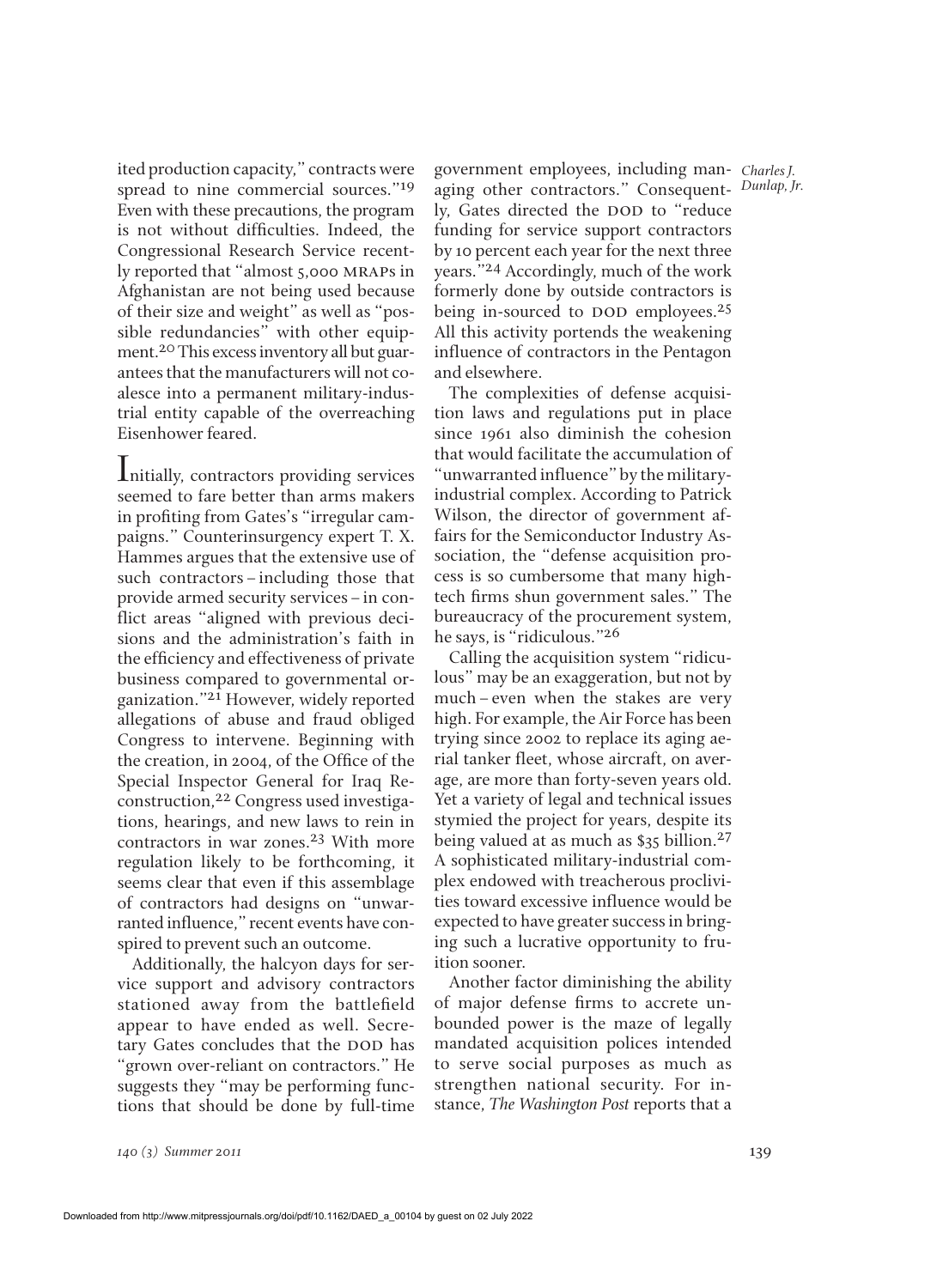ited production capacity," contracts were spread to nine commercial sources."[19] Even with these precautions, the program is not without difficulties. Indeed, the Congressional Research Service recently reported that "almost 5,000 MRAPs in Afghanistan are not being used because of their size and weight" as well as "possible redundancies" with other equipment.[20] This excess inventory all but guarantees that the manufacturers will not coalesce into a permanent military-industrial entity capable of the overreaching Eisenhower feared.

Initially, contractors providing services seemed to fare better than arms makers in profiting from Gates's "irregular campaigns." Counterinsurgency expert T. X. Hammes argues that the extensive use of such contractors – including those that provide armed security services – in conflict areas "aligned with previous decisions and the administration's faith in the efficiency and effectiveness of private business compared to governmental organization."[21] However, widely reported allegations of abuse and fraud obliged Congress to intervene. Beginning with the creation, in 2004, of the Office of the Special Inspector General for Iraq Reconstruction,[22] Congress used investigations, hearings, and new laws to rein in contractors in war zones.[23] With more regulation likely to be forthcoming, it seems clear that even if this assemblage of contractors had designs on "unwarranted influence," recent events have conspired to prevent such an outcome.

Additionally, the halcyon days for service support and advisory contractors stationed away from the battlefield appear to have ended as well. Secretary Gates concludes that the DOD has "grown over-reliant on contractors." He suggests they "may be performing functions that should be done by full-time government employees, including managing other contractors." Consequently, Gates directed the DOD to "reduce funding for service support contractors by 10 percent each year for the next three years."[24] Accordingly, much of the work formerly done by outside contractors is being in-sourced to DOD employees.[25] All this activity portends the weakening influence of contractors in the Pentagon and elsewhere.

The complexities of defense acquisition laws and regulations put in place since 1961 also diminish the cohesion that would facilitate the accumulation of "unwarranted influence" by the military-industrial complex. According to Patrick Wilson, the director of government affairs for the Semiconductor Industry Association, the "defense acquisition process is so cumbersome that many high-tech firms shun government sales." The bureaucracy of the procurement system, he says, is "ridiculous."[26]

Calling the acquisition system "ridiculous" may be an exaggeration, but not by much – even when the stakes are very high. For example, the Air Force has been trying since 2002 to replace its aging aerial tanker fleet, whose aircraft, on average, are more than forty-seven years old. Yet a variety of legal and technical issues stymied the project for years, despite its being valued at as much as $35 billion.[27] A sophisticated military-industrial complex endowed with treacherous proclivities toward excessive influence would be expected to have greater success in bringing such a lucrative opportunity to fruition sooner.

Another factor diminishing the ability of major defense firms to accrete unbounded power is the maze of legally mandated acquisition polices intended to serve social purposes as much as strengthen national security. For instance, *The Washington Post* reports that a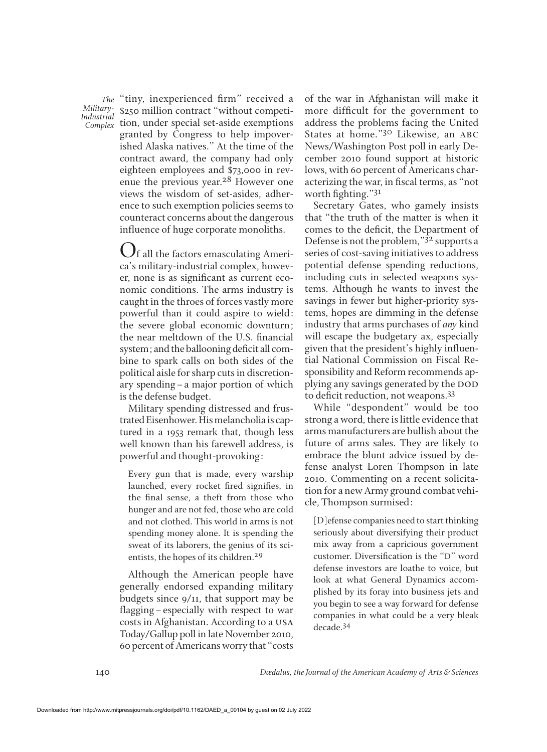"tiny, inexperienced firm" received a $250 million contract "without competition, under special set-aside exemptions granted by Congress to help impoverished Alaska natives." At the time of the contract award, the company had only eighteen employees and $73,000 in revenue the previous year.[28] However one views the wisdom of set-asides, adherence to such exemption policies seems to counteract concerns about the dangerous influence of huge corporate monoliths.

Of all the factors emasculating America's military-industrial complex, however, none is as significant as current economic conditions. The arms industry is caught in the throes of forces vastly more powerful than it could aspire to wield: the severe global economic downturn; the near meltdown of the U.S. financial system; and the ballooning deficit all combine to spark calls on both sides of the political aisle for sharp cuts in discretionary spending – a major portion of which is the defense budget.

Military spending distressed and frustrated Eisenhower. His melancholia is captured in a 1953 remark that, though less well known than his farewell address, is powerful and thought-provoking:

> Every gun that is made, every warship launched, every rocket fired signifies, in the final sense, a theft from those who hunger and are not fed, those who are cold and not clothed. This world in arms is not spending money alone. It is spending the sweat of its laborers, the genius of its scientists, the hopes of its children.[29]

Although the American people have generally endorsed expanding military budgets since 9/11, that support may be flagging – especially with respect to war costs in Afghanistan. According to a USA Today/Gallup poll in late November 2010, 60 percent of Americans worry that "costs of the war in Afghanistan will make it more difficult for the government to address the problems facing the United States at home."[30] Likewise, an ABC News/Washington Post poll in early December 2010 found support at historic lows, with 60 percent of Americans characterizing the war, in fiscal terms, as "not worth fighting."[31]

Secretary Gates, who gamely insists that "the truth of the matter is when it comes to the deficit, the Department of Defense is not the problem,"[32] supports a series of cost-saving initiatives to address potential defense spending reductions, including cuts in selected weapons systems. Although he wants to invest the savings in fewer but higher-priority systems, hopes are dimming in the defense industry that arms purchases of *any* kind will escape the budgetary ax, especially given that the president's highly influential National Commission on Fiscal Responsibility and Reform recommends applying any savings generated by the DOD to deficit reduction, not weapons.[33]

While "despondent" would be too strong a word, there is little evidence that arms manufacturers are bullish about the future of arms sales. They are likely to embrace the blunt advice issued by defense analyst Loren Thompson in late 2010. Commenting on a recent solicitation for a new Army ground combat vehicle, Thompson surmised:

> [D]efense companies need to start thinking seriously about diversifying their product mix away from a capricious government customer. Diversification is the "D" word defense investors are loathe to voice, but look at what General Dynamics accomplished by its foray into business jets and you begin to see a way forward for defense companies in what could be a very bleak decade.[34]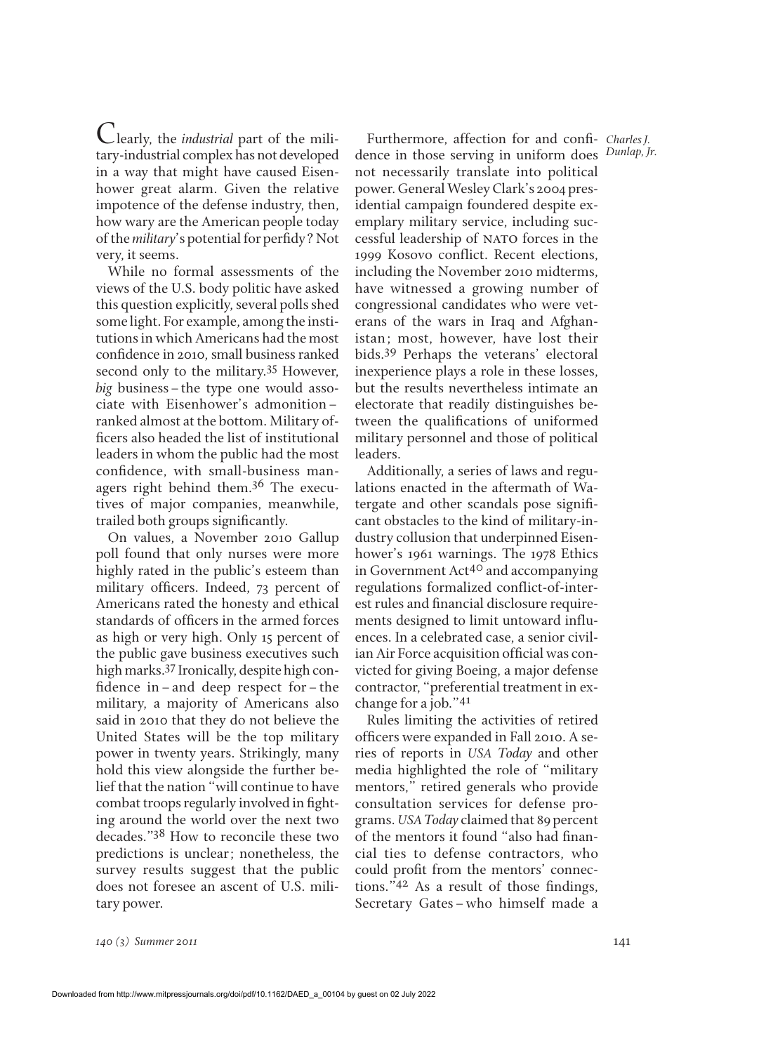Clearly, the *industrial* part of the military-industrial complex has not developed in a way that might have caused Eisenhower great alarm. Given the relative impotence of the defense industry, then, how wary are the American people today of the *military*'s potential for perfidy? Not very, it seems.

While no formal assessments of the views of the U.S. body politic have asked this question explicitly, several polls shed some light. For example, among the institutions in which Americans had the most confidence in 2010, small business ranked second only to the military.[35] However, *big* business – the type one would associate with Eisenhower's admonition – ranked almost at the bottom. Military officers also headed the list of institutional leaders in whom the public had the most confidence, with small-business managers right behind them.[36] The executives of major companies, meanwhile, trailed both groups significantly.

On values, a November 2010 Gallup poll found that only nurses were more highly rated in the public's esteem than military officers. Indeed, 73 percent of Americans rated the honesty and ethical standards of officers in the armed forces as high or very high. Only 15 percent of the public gave business executives such high marks.[37] Ironically, despite high confidence in – and deep respect for – the military, a majority of Americans also said in 2010 that they do not believe the United States will be the top military power in twenty years. Strikingly, many hold this view alongside the further belief that the nation "will continue to have combat troops regularly involved in fighting around the world over the next two decades."[38] How to reconcile these two predictions is unclear; nonetheless, the survey results suggest that the public does not foresee an ascent of U.S. military power.

Furthermore, affection for and confidence in those serving in uniform does not necessarily translate into political power. General Wesley Clark's 2004 presidential campaign foundered despite exemplary military service, including successful leadership of NATO forces in the 1999 Kosovo conflict. Recent elections, including the November 2010 midterms, have witnessed a growing number of congressional candidates who were veterans of the wars in Iraq and Afghanistan; most, however, have lost their bids.[39] Perhaps the veterans' electoral inexperience plays a role in these losses, but the results nevertheless intimate an electorate that readily distinguishes between the qualifications of uniformed military personnel and those of political leaders.

Additionally, a series of laws and regulations enacted in the aftermath of Watergate and other scandals pose significant obstacles to the kind of military-industry collusion that underpinned Eisenhower's 1961 warnings. The 1978 Ethics in Government Act[40] and accompanying regulations formalized conflict-of-interest rules and financial disclosure requirements designed to limit untoward influences. In a celebrated case, a senior civilian Air Force acquisition official was convicted for giving Boeing, a major defense contractor, "preferential treatment in exchange for a job."[41]

Rules limiting the activities of retired officers were expanded in Fall 2010. A series of reports in *USA Today* and other media highlighted the role of "military mentors," retired generals who provide consultation services for defense programs. *USA Today* claimed that 89 percent of the mentors it found "also had financial ties to defense contractors, who could profit from the mentors' connections."[42] As a result of those findings, Secretary Gates – who himself made a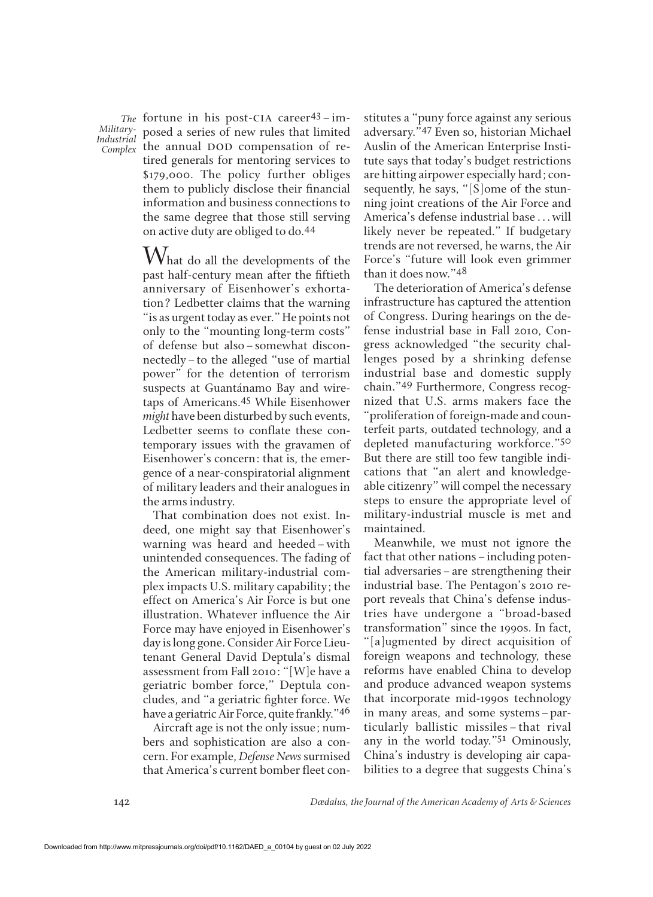fortune in his post-CIA career[43] – imposed a series of new rules that limited the annual DOD compensation of retired generals for mentoring services to $179,000. The policy further obliges them to publicly disclose their financial information and business connections to the same degree that those still serving on active duty are obliged to do.[44]

What do all the developments of the past half-century mean after the fiftieth anniversary of Eisenhower's exhortation? Ledbetter claims that the warning "is as urgent today as ever." He points not only to the "mounting long-term costs" of defense but also – somewhat disconnectedly – to the alleged "use of martial power" for the detention of terrorism suspects at Guantánamo Bay and wiretaps of Americans.[45] While Eisenhower *might* have been disturbed by such events, Ledbetter seems to conflate these contemporary issues with the gravamen of Eisenhower's concern: that is, the emergence of a near-conspiratorial alignment of military leaders and their analogues in the arms industry.

That combination does not exist. Indeed, one might say that Eisenhower's warning was heard and heeded – with unintended consequences. The fading of the American military-industrial complex impacts U.S. military capability; the effect on America's Air Force is but one illustration. Whatever influence the Air Force may have enjoyed in Eisenhower's day is long gone. Consider Air Force Lieutenant General David Deptula's dismal assessment from Fall 2010: "[W]e have a geriatric bomber force," Deptula concludes, and "a geriatric fighter force. We have a geriatric Air Force, quite frankly."[46]

Aircraft age is not the only issue; numbers and sophistication are also a concern. For example, *Defense News* surmised that America's current bomber fleet constitutes a "puny force against any serious adversary."[47] Even so, historian Michael Auslin of the American Enterprise Institute says that today's budget restrictions are hitting airpower especially hard; consequently, he says, "[S]ome of the stunning joint creations of the Air Force and America's defense industrial base . . . will likely never be repeated." If budgetary trends are not reversed, he warns, the Air Force's "future will look even grimmer than it does now."[48]

The deterioration of America's defense infrastructure has captured the attention of Congress. During hearings on the defense industrial base in Fall 2010, Congress acknowledged "the security challenges posed by a shrinking defense industrial base and domestic supply chain."[49] Furthermore, Congress recognized that U.S. arms makers face the "proliferation of foreign-made and counterfeit parts, outdated technology, and a depleted manufacturing workforce."[50] But there are still too few tangible indications that "an alert and knowledgeable citizenry" will compel the necessary steps to ensure the appropriate level of military-industrial muscle is met and maintained.

Meanwhile, we must not ignore the fact that other nations – including potential adversaries – are strengthening their industrial base. The Pentagon's 2010 report reveals that China's defense industries have undergone a "broad-based transformation" since the 1990s. In fact, "[a]ugmented by direct acquisition of foreign weapons and technology, these reforms have enabled China to develop and produce advanced weapon systems that incorporate mid-1990s technology in many areas, and some systems – particularly ballistic missiles – that rival any in the world today."[51] Ominously, China's industry is developing air capabilities to a degree that suggests China's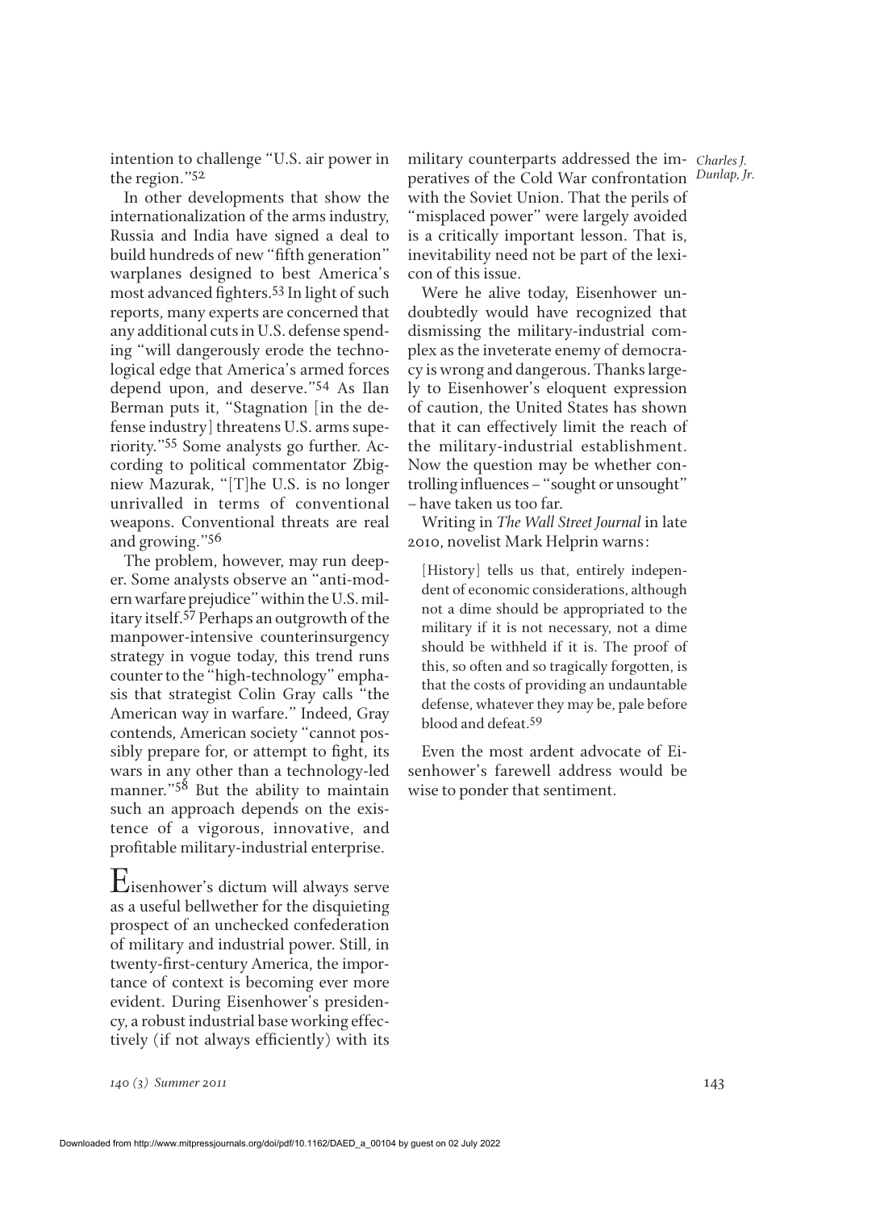intention to challenge "U.S. air power in the region."[52]

In other developments that show the internationalization of the arms industry, Russia and India have signed a deal to build hundreds of new "fifth generation" warplanes designed to best America's most advanced fighters.[53] In light of such reports, many experts are concerned that any additional cuts in U.S. defense spending "will dangerously erode the technological edge that America's armed forces depend upon, and deserve."[54] As Ilan Berman puts it, "Stagnation [in the defense industry] threatens U.S. arms superiority."[55] Some analysts go further. According to political commentator Zbigniew Mazurak, "[T]he U.S. is no longer unrivalled in terms of conventional weapons. Conventional threats are real and growing."[56]

The problem, however, may run deeper. Some analysts observe an "anti-modern warfare prejudice" within the U.S. military itself.[57] Perhaps an outgrowth of the manpower-intensive counterinsurgency strategy in vogue today, this trend runs counter to the "high-technology" emphasis that strategist Colin Gray calls "the American way in warfare." Indeed, Gray contends, American society "cannot possibly prepare for, or attempt to fight, its wars in any other than a technology-led manner."[58] But the ability to maintain such an approach depends on the existence of a vigorous, innovative, and profitable military-industrial enterprise.

Eisenhower's dictum will always serve as a useful bellwether for the disquieting prospect of an unchecked confederation of military and industrial power. Still, in twenty-first-century America, the importance of context is becoming ever more evident. During Eisenhower's presidency, a robust industrial base working effectively (if not always efficiently) with its military counterparts addressed the imperatives of the Cold War confrontation with the Soviet Union. That the perils of "misplaced power" were largely avoided is a critically important lesson. That is, inevitability need not be part of the lexicon of this issue.

Were he alive today, Eisenhower undoubtedly would have recognized that dismissing the military-industrial complex as the inveterate enemy of democracy is wrong and dangerous. Thanks largely to Eisenhower's eloquent expression of caution, the United States has shown that it can effectively limit the reach of the military-industrial establishment. Now the question may be whether controlling influences – "sought or unsought" – have taken us too far.

Writing in *The Wall Street Journal* in late 2010, novelist Mark Helprin warns:

> [History] tells us that, entirely independent of economic considerations, although not a dime should be appropriated to the military if it is not necessary, not a dime should be withheld if it is. The proof of this, so often and so tragically forgotten, is that the costs of providing an undauntable defense, whatever they may be, pale before blood and defeat.[59]

Even the most ardent advocate of Eisenhower's farewell address would be wise to ponder that sentiment.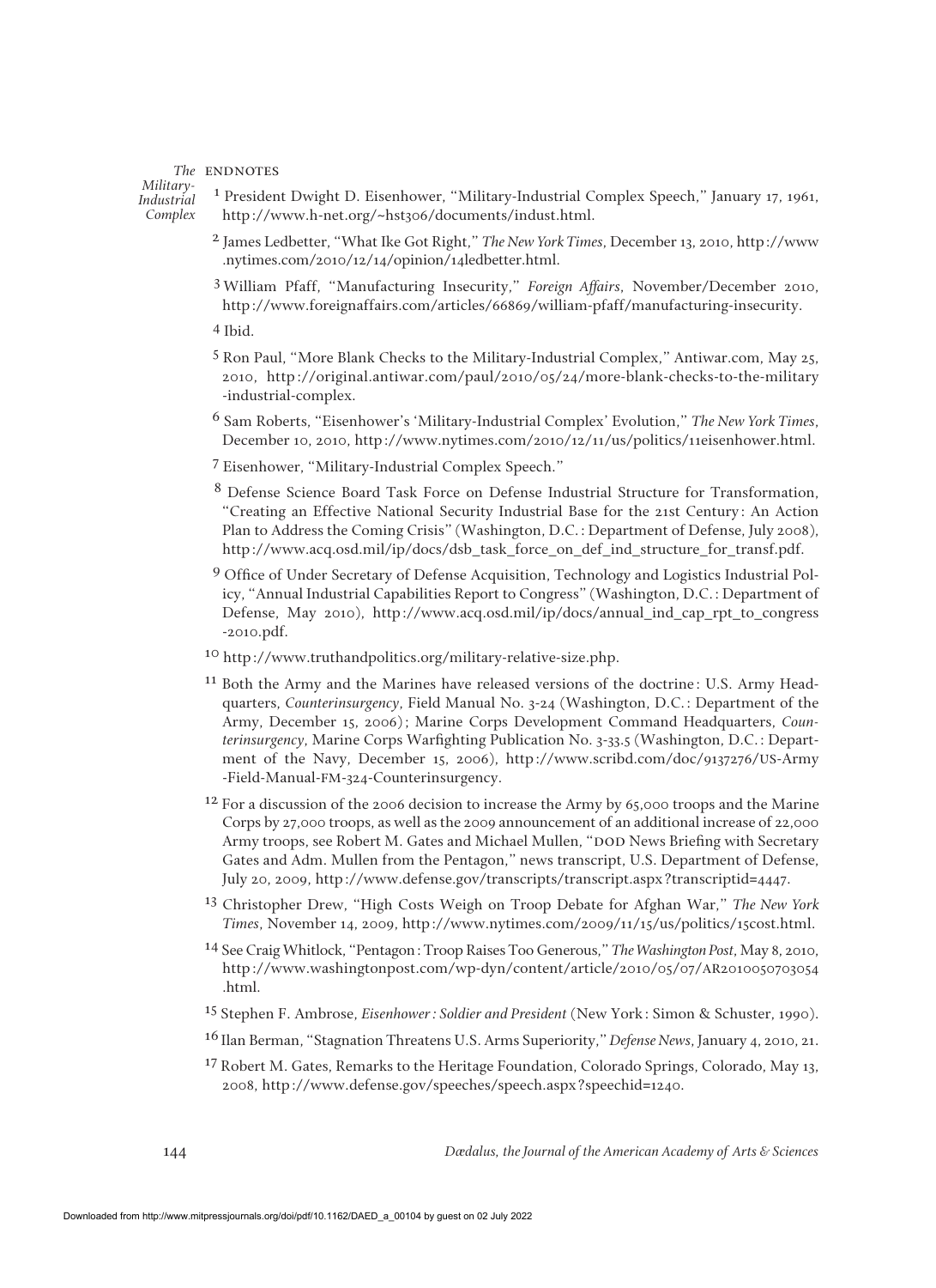## ENDNOTES

[1] President Dwight D. Eisenhower, "Military-Industrial Complex Speech," January 17, 1961, http://www.h-net.org/~hst306/documents/indust.html.

[2] James Ledbetter, "What Ike Got Right," *The New York Times*, December 13, 2010, http://www.nytimes.com/2010/12/14/opinion/14ledbetter.html.

[3] William Pfaff, "Manufacturing Insecurity," *Foreign Affairs*, November/December 2010, http://www.foreignaffairs.com/articles/66869/william-pfaff/manufacturing-insecurity.

[4] Ibid.

[5] Ron Paul, "More Blank Checks to the Military-Industrial Complex," Antiwar.com, May 25, 2010, http://original.antiwar.com/paul/2010/05/24/more-blank-checks-to-the-military-industrial-complex.

[6] Sam Roberts, "Eisenhower's 'Military-Industrial Complex' Evolution," *The New York Times*, December 10, 2010, http://www.nytimes.com/2010/12/11/us/politics/11eisenhower.html.

[7] Eisenhower, "Military-Industrial Complex Speech."

[8] Defense Science Board Task Force on Defense Industrial Structure for Transformation, "Creating an Effective National Security Industrial Base for the 21st Century: An Action Plan to Address the Coming Crisis" (Washington, D.C.: Department of Defense, July 2008), http://www.acq.osd.mil/ip/docs/dsb_task_force_on_def_ind_structure_for_transf.pdf.

[9] Office of Under Secretary of Defense Acquisition, Technology and Logistics Industrial Policy, "Annual Industrial Capabilities Report to Congress" (Washington, D.C.: Department of Defense, May 2010), http://www.acq.osd.mil/ip/docs/annual_ind_cap_rpt_to_congress-2010.pdf.

[10] http://www.truthandpolitics.org/military-relative-size.php.

[11] Both the Army and the Marines have released versions of the doctrine: U.S. Army Headquarters, *Counterinsurgency*, Field Manual No. 3-24 (Washington, D.C.: Department of the Army, December 15, 2006); Marine Corps Development Command Headquarters, *Counterinsurgency*, Marine Corps Warfighting Publication No. 3-33.5 (Washington, D.C.: Department of the Navy, December 15, 2006), http://www.scribd.com/doc/9137276/US-Army-Field-Manual-FM-324-Counterinsurgency.

[12] For a discussion of the 2006 decision to increase the Army by 65,000 troops and the Marine Corps by 27,000 troops, as well as the 2009 announcement of an additional increase of 22,000 Army troops, see Robert M. Gates and Michael Mullen, "DOD News Briefing with Secretary Gates and Adm. Mullen from the Pentagon," news transcript, U.S. Department of Defense, July 20, 2009, http://www.defense.gov/transcripts/transcript.aspx?transcriptid=4447.

[13] Christopher Drew, "High Costs Weigh on Troop Debate for Afghan War," *The New York Times*, November 14, 2009, http://www.nytimes.com/2009/11/15/us/politics/15cost.html.

[14] See Craig Whitlock, "Pentagon: Troop Raises Too Generous," *The Washington Post*, May 8, 2010, http://www.washingtonpost.com/wp-dyn/content/article/2010/05/07/AR2010050703054.html.

[15] Stephen F. Ambrose, *Eisenhower: Soldier and President* (New York: Simon & Schuster, 1990).

[16] Ilan Berman, "Stagnation Threatens U.S. Arms Superiority," *Defense News*, January 4, 2010, 21.

[17] Robert M. Gates, Remarks to the Heritage Foundation, Colorado Springs, Colorado, May 13, 2008, http://www.defense.gov/speeches/speech.aspx?speechid=1240.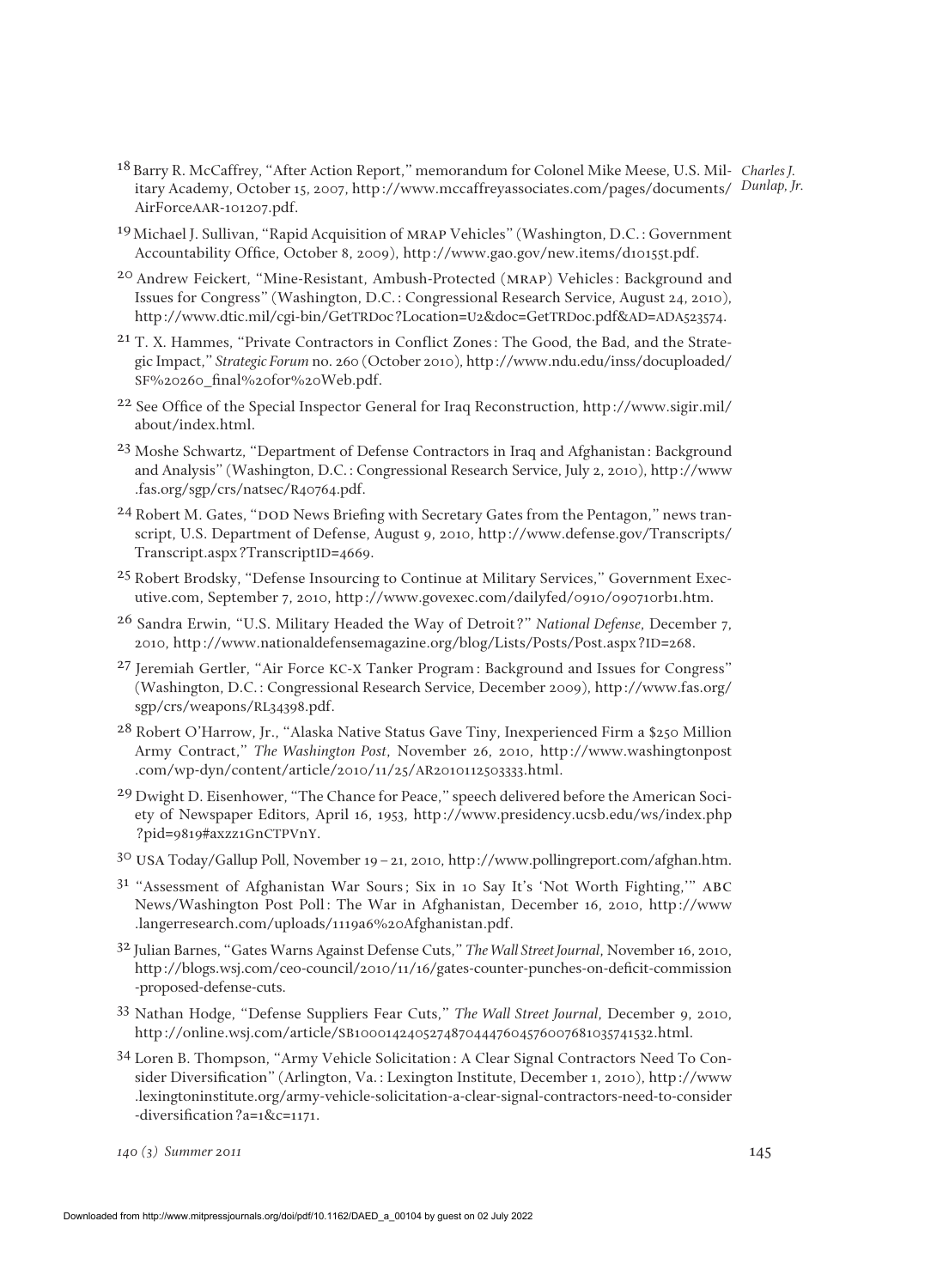[18] Barry R. McCaffrey, "After Action Report," memorandum for Colonel Mike Meese, U.S. Military Academy, October 15, 2007, http://www.mccaffreyassociates.com/pages/documents/AirForceAAR-101207.pdf.

[19] Michael J. Sullivan, "Rapid Acquisition of MRAP Vehicles" (Washington, D.C.: Government Accountability Office, October 8, 2009), http://www.gao.gov/new.items/d10155t.pdf.

[20] Andrew Feickert, "Mine-Resistant, Ambush-Protected (MRAP) Vehicles: Background and Issues for Congress" (Washington, D.C.: Congressional Research Service, August 24, 2010), http://www.dtic.mil/cgi-bin/GetTRDoc?Location=U2&doc=GetTRDoc.pdf&AD=ADA523574.

[21] T. X. Hammes, "Private Contractors in Conflict Zones: The Good, the Bad, and the Strategic Impact," *Strategic Forum* no. 260 (October 2010), http://www.ndu.edu/inss/docuploaded/SF%20260_final%20for%20Web.pdf.

[22] See Office of the Special Inspector General for Iraq Reconstruction, http://www.sigir.mil/about/index.html.

[23] Moshe Schwartz, "Department of Defense Contractors in Iraq and Afghanistan: Background and Analysis" (Washington, D.C.: Congressional Research Service, July 2, 2010), http://www.fas.org/sgp/crs/natsec/R40764.pdf.

[24] Robert M. Gates, "DOD News Briefing with Secretary Gates from the Pentagon," news transcript, U.S. Department of Defense, August 9, 2010, http://www.defense.gov/Transcripts/Transcript.aspx?TranscriptID=4669.

[25] Robert Brodsky, "Defense Insourcing to Continue at Military Services," Government Executive.com, September 7, 2010, http://www.govexec.com/dailyfed/0910/090710rb1.htm.

[26] Sandra Erwin, "U.S. Military Headed the Way of Detroit?" *National Defense*, December 7, 2010, http://www.nationaldefensemagazine.org/blog/Lists/Posts/Post.aspx?ID=268.

[27] Jeremiah Gertler, "Air Force KC-X Tanker Program: Background and Issues for Congress" (Washington, D.C.: Congressional Research Service, December 2009), http://www.fas.org/sgp/crs/weapons/RL34398.pdf.

[28] Robert O'Harrow, Jr., "Alaska Native Status Gave Tiny, Inexperienced Firm a $250 Million Army Contract," *The Washington Post*, November 26, 2010, http://www.washingtonpost.com/wp-dyn/content/article/2010/11/25/AR2010112503333.html.

[29] Dwight D. Eisenhower, "The Chance for Peace," speech delivered before the American Society of Newspaper Editors, April 16, 1953, http://www.presidency.ucsb.edu/ws/index.php?pid=9819#axzz1GnCTPVnY.

[30] USA Today/Gallup Poll, November 19–21, 2010, http://www.pollingreport.com/afghan.htm.

[31] "Assessment of Afghanistan War Sours; Six in 10 Say It's 'Not Worth Fighting,'" ABC News/Washington Post Poll: The War in Afghanistan, December 16, 2010, http://www.langerresearch.com/uploads/1119a6%20Afghanistan.pdf.

[32] Julian Barnes, "Gates Warns Against Defense Cuts," *The Wall Street Journal*, November 16, 2010, http://blogs.wsj.com/ceo-council/2010/11/16/gates-counter-punches-on-deficit-commission-proposed-defense-cuts.

[33] Nathan Hodge, "Defense Suppliers Fear Cuts," *The Wall Street Journal*, December 9, 2010, http://online.wsj.com/article/SB10001424052748704447604576007681035741532.html.

[34] Loren B. Thompson, "Army Vehicle Solicitation: A Clear Signal Contractors Need To Consider Diversification" (Arlington, Va.: Lexington Institute, December 1, 2010), http://www.lexingtoninstitute.org/army-vehicle-solicitation-a-clear-signal-contractors-need-to-consider-diversification?a=1&c=1171.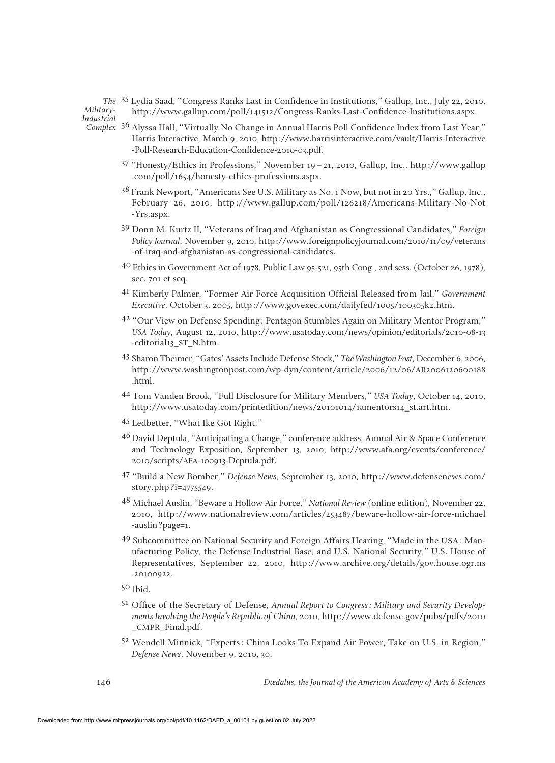35 Lydia Saad, "Congress Ranks Last in Confidence in Institutions," Gallup, Inc., July 22, 2010, http://www.gallup.com/poll/141512/Congress-Ranks-Last-Confidence-Institutions.aspx.

36 Alyssa Hall, "Virtually No Change in Annual Harris Poll Confidence Index from Last Year," Harris Interactive, March 9, 2010, http://www.harrisinteractive.com/vault/Harris-Interactive-Poll-Research-Education-Confidence-2010-03.pdf.

37 "Honesty/Ethics in Professions," November 19–21, 2010, Gallup, Inc., http://www.gallup.com/poll/1654/honesty-ethics-professions.aspx.

38 Frank Newport, "Americans See U.S. Military as No. 1 Now, but not in 20 Yrs.," Gallup, Inc., February 26, 2010, http://www.gallup.com/poll/126218/Americans-Military-No-Not-Yrs.aspx.

39 Donn M. Kurtz II, "Veterans of Iraq and Afghanistan as Congressional Candidates," *Foreign Policy Journal*, November 9, 2010, http://www.foreignpolicyjournal.com/2010/11/09/veterans-of-iraq-and-afghanistan-as-congressional-candidates.

40 Ethics in Government Act of 1978, Public Law 95-521, 95th Cong., 2nd sess. (October 26, 1978), sec. 701 et seq.

41 Kimberly Palmer, "Former Air Force Acquisition Official Released from Jail," *Government Executive*, October 3, 2005, http://www.govexec.com/dailyfed/1005/100305k2.htm.

42 "Our View on Defense Spending: Pentagon Stumbles Again on Military Mentor Program," *USA Today*, August 12, 2010, http://www.usatoday.com/news/opinion/editorials/2010-08-13-editorial13_ST_N.htm.

43 Sharon Theimer, "Gates' Assets Include Defense Stock," *The Washington Post*, December 6, 2006, http://www.washingtonpost.com/wp-dyn/content/article/2006/12/06/AR2006120600188.html.

44 Tom Vanden Brook, "Full Disclosure for Military Members," *USA Today*, October 14, 2010, http://www.usatoday.com/printedition/news/20101014/1amentors14_st.art.htm.

45 Ledbetter, "What Ike Got Right."

46 David Deptula, "Anticipating a Change," conference address, Annual Air & Space Conference and Technology Exposition, September 13, 2010, http://www.afa.org/events/conference/2010/scripts/AFA-100913-Deptula.pdf.

47 "Build a New Bomber," *Defense News*, September 13, 2010, http://www.defensenews.com/story.php?i=4775549.

48 Michael Auslin, "Beware a Hollow Air Force," *National Review* (online edition), November 22, 2010, http://www.nationalreview.com/articles/253487/beware-hollow-air-force-michael-auslin?page=1.

49 Subcommittee on National Security and Foreign Affairs Hearing, "Made in the USA: Manufacturing Policy, the Defense Industrial Base, and U.S. National Security," U.S. House of Representatives, September 22, 2010, http://www.archive.org/details/gov.house.ogr.ns.20100922.

50 Ibid.

51 Office of the Secretary of Defense, *Annual Report to Congress: Military and Security Developments Involving the People's Republic of China*, 2010, http://www.defense.gov/pubs/pdfs/2010_CMPR_Final.pdf.

52 Wendell Minnick, "Experts: China Looks To Expand Air Power, Take on U.S. in Region," *Defense News*, November 9, 2010, 30.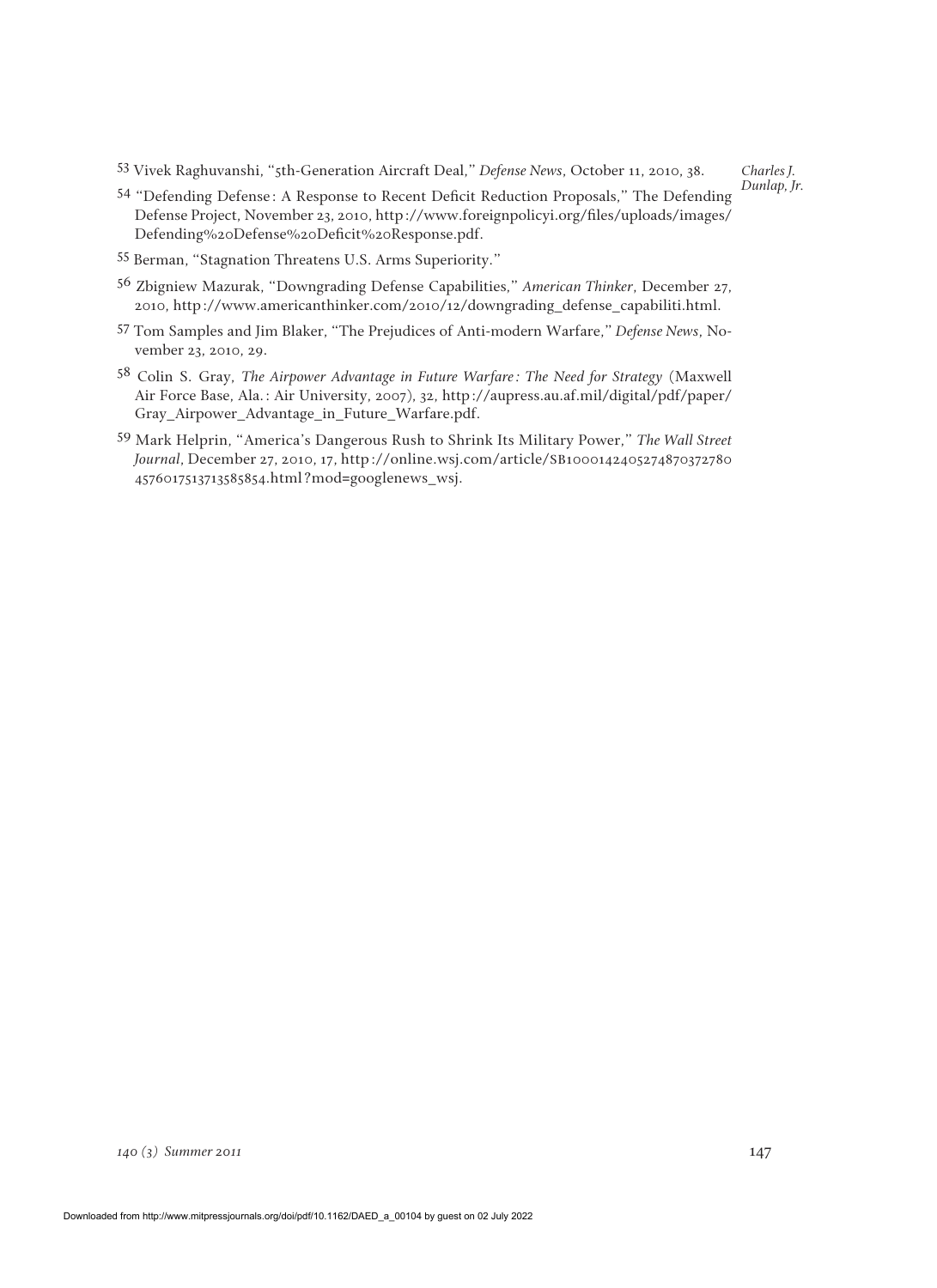53 Vivek Raghuvanshi, "5th-Generation Aircraft Deal," *Defense News*, October 11, 2010, 38.

54 "Defending Defense: A Response to Recent Deficit Reduction Proposals," The Defending Defense Project, November 23, 2010, http://www.foreignpolicyi.org/files/uploads/images/Defending%20Defense%20Deficit%20Response.pdf.

55 Berman, "Stagnation Threatens U.S. Arms Superiority."

56 Zbigniew Mazurak, "Downgrading Defense Capabilities," *American Thinker*, December 27, 2010, http://www.americanthinker.com/2010/12/downgrading_defense_capabiliti.html.

57 Tom Samples and Jim Blaker, "The Prejudices of Anti-modern Warfare," *Defense News*, November 23, 2010, 29.

58 Colin S. Gray, *The Airpower Advantage in Future Warfare: The Need for Strategy* (Maxwell Air Force Base, Ala.: Air University, 2007), 32, http://aupress.au.af.mil/digital/pdf/paper/Gray_Airpower_Advantage_in_Future_Warfare.pdf.

59 Mark Helprin, "America's Dangerous Rush to Shrink Its Military Power," *The Wall Street Journal*, December 27, 2010, 17, http://online.wsj.com/article/SB10001424052748703727804576017513713585854.html?mod=googlenews_wsj.